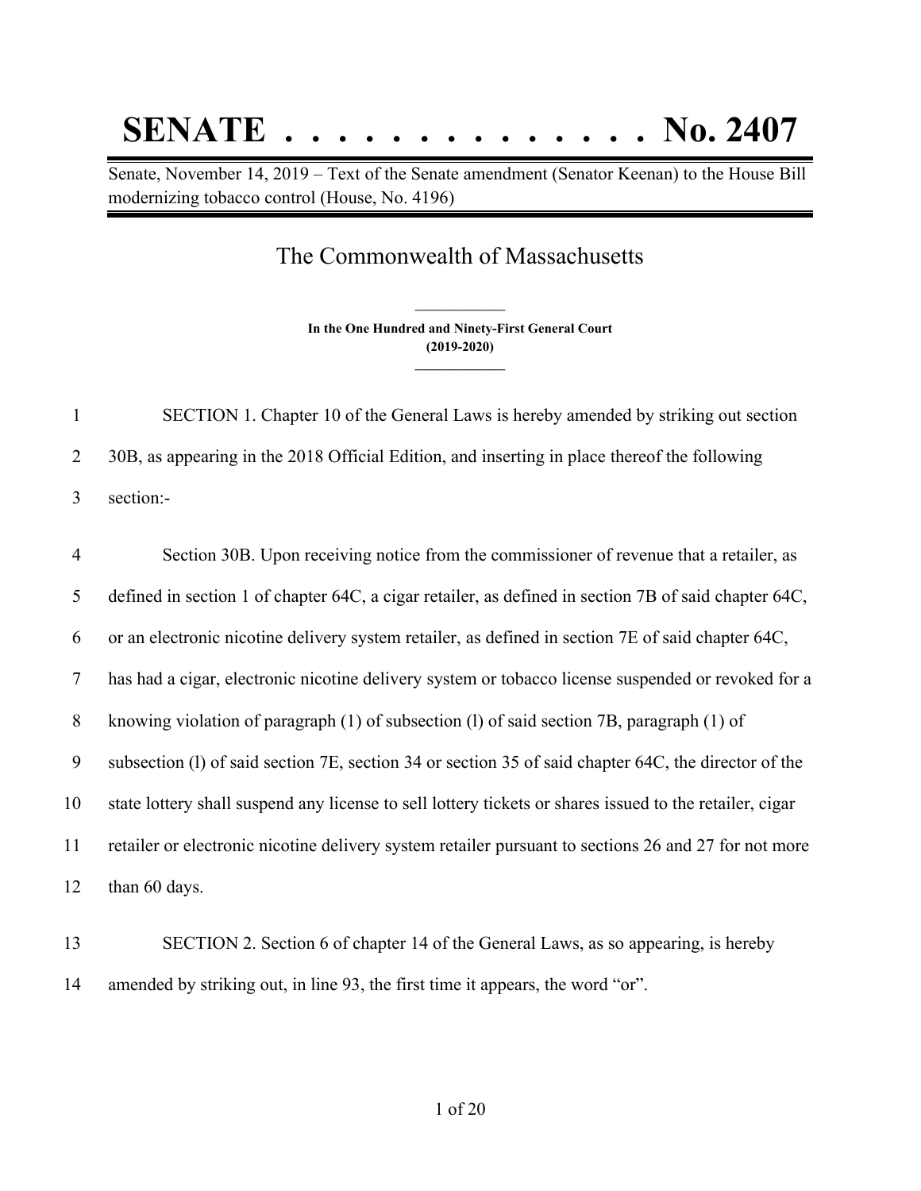# SENATE . . . . . . . . . . . . . . No. 2407

Senate, November 14, 2019 – Text of the Senate amendment (Senator Keenan) to the House Bill modernizing tobacco control (House, No. 4196)

## The Commonwealth of Massachusetts

**In the One Hundred and Ninety-First General Court (2019-2020)**

1 SECTION 1. Chapter 10 of the General Laws is hereby amended by striking out section
2 30B, as appearing in the 2018 Official Edition, and inserting in place thereof the following
3 section:-

4 Section 30B. Upon receiving notice from the commissioner of revenue that a retailer, as
5 defined in section 1 of chapter 64C, a cigar retailer, as defined in section 7B of said chapter 64C,
6 or an electronic nicotine delivery system retailer, as defined in section 7E of said chapter 64C,
7 has had a cigar, electronic nicotine delivery system or tobacco license suspended or revoked for a
8 knowing violation of paragraph (1) of subsection (l) of said section 7B, paragraph (1) of
9 subsection (l) of said section 7E, section 34 or section 35 of said chapter 64C, the director of the
10 state lottery shall suspend any license to sell lottery tickets or shares issued to the retailer, cigar
11 retailer or electronic nicotine delivery system retailer pursuant to sections 26 and 27 for not more
12 than 60 days.

13 SECTION 2. Section 6 of chapter 14 of the General Laws, as so appearing, is hereby
14 amended by striking out, in line 93, the first time it appears, the word "or".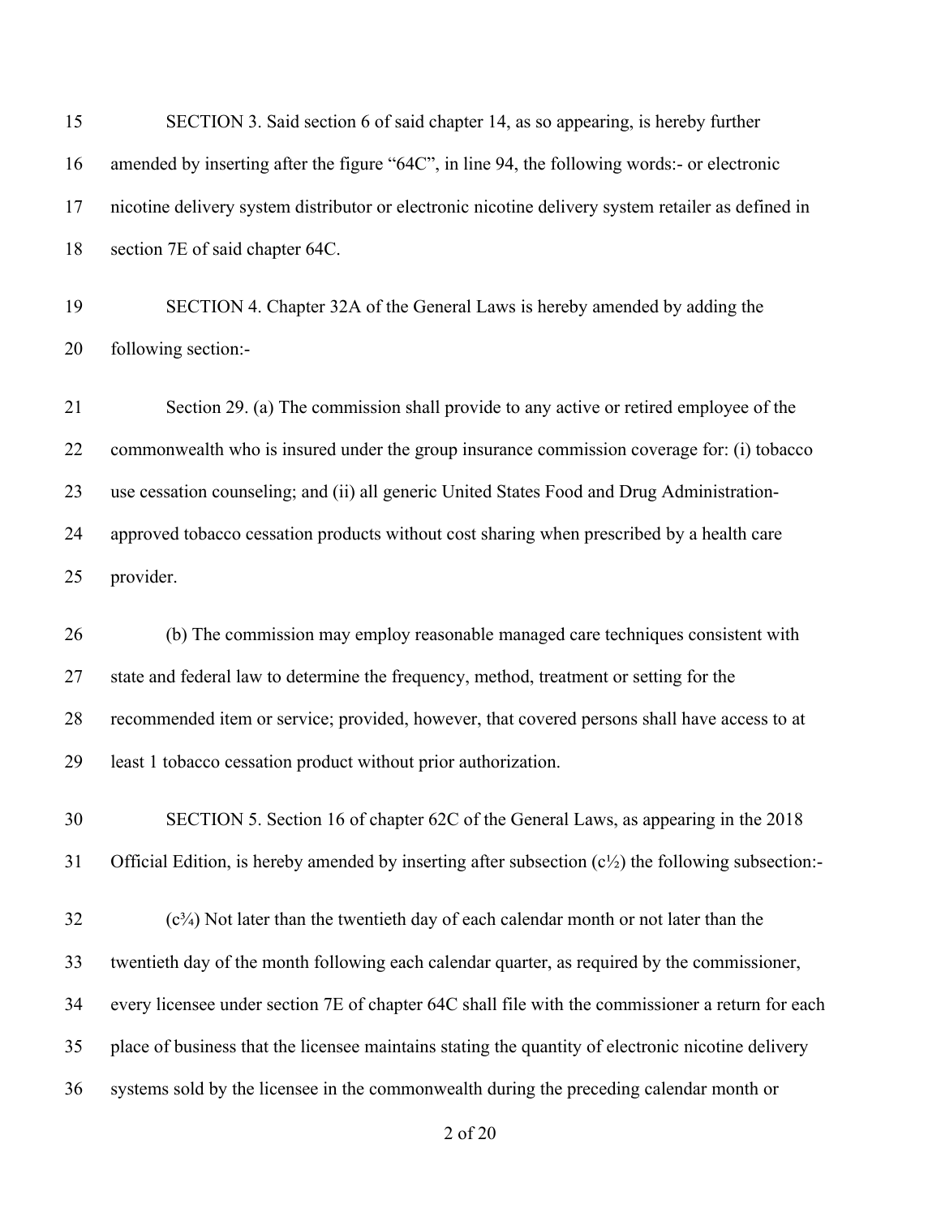SECTION 3. Said section 6 of said chapter 14, as so appearing, is hereby further amended by inserting after the figure "64C", in line 94, the following words:- or electronic nicotine delivery system distributor or electronic nicotine delivery system retailer as defined in section 7E of said chapter 64C.

SECTION 4. Chapter 32A of the General Laws is hereby amended by adding the following section:-

Section 29. (a) The commission shall provide to any active or retired employee of the commonwealth who is insured under the group insurance commission coverage for: (i) tobacco use cessation counseling; and (ii) all generic United States Food and Drug Administration-approved tobacco cessation products without cost sharing when prescribed by a health care provider.

(b) The commission may employ reasonable managed care techniques consistent with state and federal law to determine the frequency, method, treatment or setting for the recommended item or service; provided, however, that covered persons shall have access to at least 1 tobacco cessation product without prior authorization.

SECTION 5. Section 16 of chapter 62C of the General Laws, as appearing in the 2018 Official Edition, is hereby amended by inserting after subsection (c½) the following subsection:-

(c¾) Not later than the twentieth day of each calendar month or not later than the twentieth day of the month following each calendar quarter, as required by the commissioner, every licensee under section 7E of chapter 64C shall file with the commissioner a return for each place of business that the licensee maintains stating the quantity of electronic nicotine delivery systems sold by the licensee in the commonwealth during the preceding calendar month or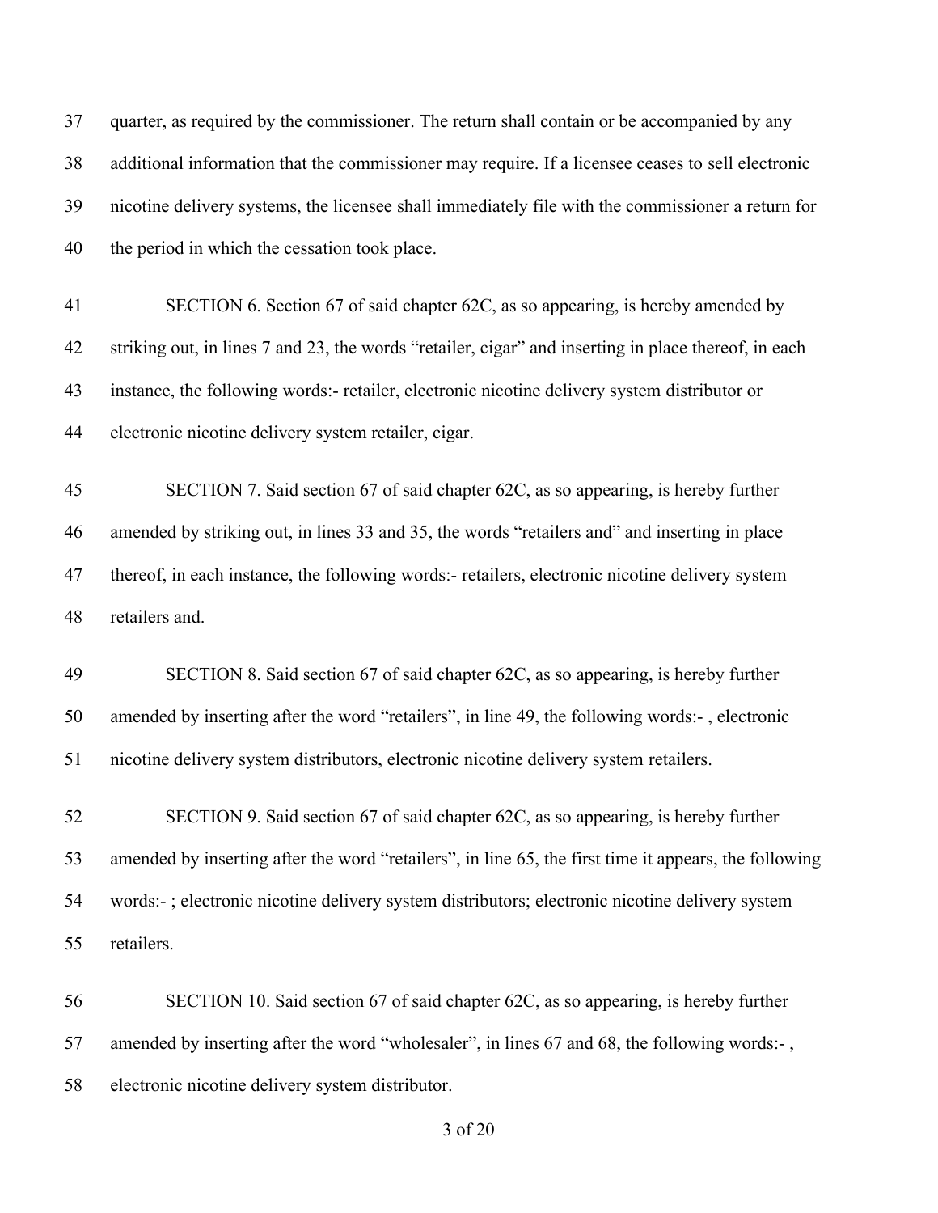quarter, as required by the commissioner. The return shall contain or be accompanied by any additional information that the commissioner may require. If a licensee ceases to sell electronic nicotine delivery systems, the licensee shall immediately file with the commissioner a return for the period in which the cessation took place.

SECTION 6. Section 67 of said chapter 62C, as so appearing, is hereby amended by striking out, in lines 7 and 23, the words "retailer, cigar" and inserting in place thereof, in each instance, the following words:- retailer, electronic nicotine delivery system distributor or electronic nicotine delivery system retailer, cigar.

SECTION 7. Said section 67 of said chapter 62C, as so appearing, is hereby further amended by striking out, in lines 33 and 35, the words "retailers and" and inserting in place thereof, in each instance, the following words:- retailers, electronic nicotine delivery system retailers and.

SECTION 8. Said section 67 of said chapter 62C, as so appearing, is hereby further amended by inserting after the word "retailers", in line 49, the following words:- , electronic nicotine delivery system distributors, electronic nicotine delivery system retailers.

SECTION 9. Said section 67 of said chapter 62C, as so appearing, is hereby further amended by inserting after the word "retailers", in line 65, the first time it appears, the following words:- ; electronic nicotine delivery system distributors; electronic nicotine delivery system retailers.

SECTION 10. Said section 67 of said chapter 62C, as so appearing, is hereby further amended by inserting after the word "wholesaler", in lines 67 and 68, the following words:- , electronic nicotine delivery system distributor.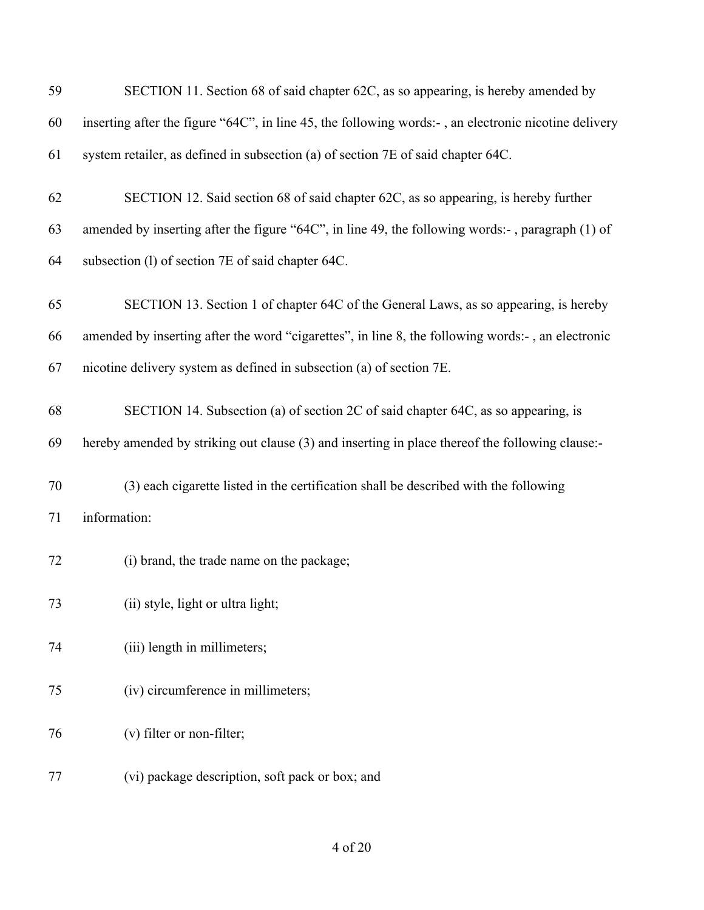SECTION 11. Section 68 of said chapter 62C, as so appearing, is hereby amended by inserting after the figure "64C", in line 45, the following words:- , an electronic nicotine delivery system retailer, as defined in subsection (a) of section 7E of said chapter 64C.

SECTION 12. Said section 68 of said chapter 62C, as so appearing, is hereby further amended by inserting after the figure "64C", in line 49, the following words:- , paragraph (1) of subsection (l) of section 7E of said chapter 64C.

SECTION 13. Section 1 of chapter 64C of the General Laws, as so appearing, is hereby amended by inserting after the word "cigarettes", in line 8, the following words:- , an electronic nicotine delivery system as defined in subsection (a) of section 7E.

SECTION 14. Subsection (a) of section 2C of said chapter 64C, as so appearing, is hereby amended by striking out clause (3) and inserting in place thereof the following clause:-

(3) each cigarette listed in the certification shall be described with the following information:

(i) brand, the trade name on the package;

(ii) style, light or ultra light;

(iii) length in millimeters;

(iv) circumference in millimeters;

(v) filter or non-filter;

(vi) package description, soft pack or box; and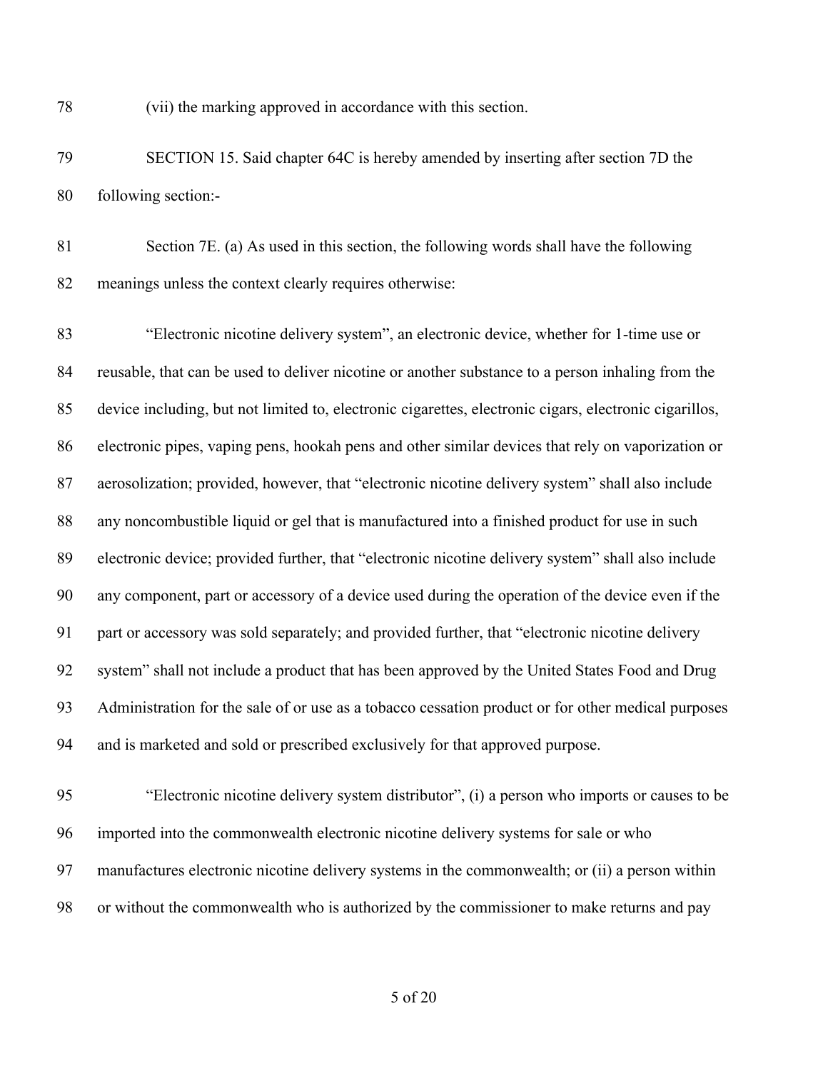(vii) the marking approved in accordance with this section.

SECTION 15. Said chapter 64C is hereby amended by inserting after section 7D the following section:-

Section 7E. (a) As used in this section, the following words shall have the following meanings unless the context clearly requires otherwise:

"Electronic nicotine delivery system", an electronic device, whether for 1-time use or reusable, that can be used to deliver nicotine or another substance to a person inhaling from the device including, but not limited to, electronic cigarettes, electronic cigars, electronic cigarillos, electronic pipes, vaping pens, hookah pens and other similar devices that rely on vaporization or aerosolization; provided, however, that "electronic nicotine delivery system" shall also include any noncombustible liquid or gel that is manufactured into a finished product for use in such electronic device; provided further, that "electronic nicotine delivery system" shall also include any component, part or accessory of a device used during the operation of the device even if the part or accessory was sold separately; and provided further, that "electronic nicotine delivery system" shall not include a product that has been approved by the United States Food and Drug Administration for the sale of or use as a tobacco cessation product or for other medical purposes and is marketed and sold or prescribed exclusively for that approved purpose.

"Electronic nicotine delivery system distributor", (i) a person who imports or causes to be imported into the commonwealth electronic nicotine delivery systems for sale or who manufactures electronic nicotine delivery systems in the commonwealth; or (ii) a person within or without the commonwealth who is authorized by the commissioner to make returns and pay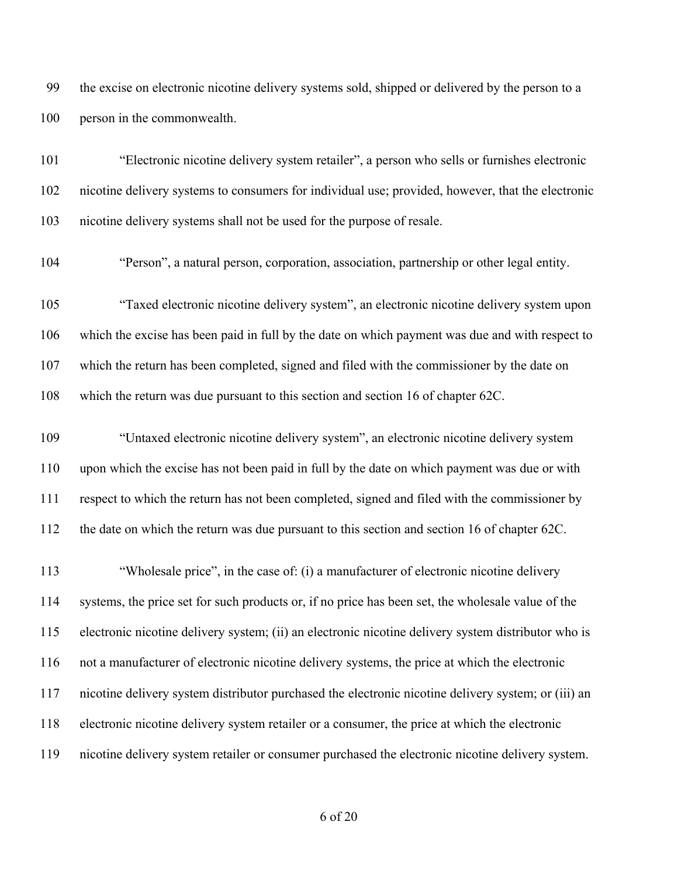the excise on electronic nicotine delivery systems sold, shipped or delivered by the person to a person in the commonwealth.

"Electronic nicotine delivery system retailer", a person who sells or furnishes electronic nicotine delivery systems to consumers for individual use; provided, however, that the electronic nicotine delivery systems shall not be used for the purpose of resale.

"Person", a natural person, corporation, association, partnership or other legal entity.

"Taxed electronic nicotine delivery system", an electronic nicotine delivery system upon which the excise has been paid in full by the date on which payment was due and with respect to which the return has been completed, signed and filed with the commissioner by the date on which the return was due pursuant to this section and section 16 of chapter 62C.

"Untaxed electronic nicotine delivery system", an electronic nicotine delivery system upon which the excise has not been paid in full by the date on which payment was due or with respect to which the return has not been completed, signed and filed with the commissioner by the date on which the return was due pursuant to this section and section 16 of chapter 62C.

"Wholesale price", in the case of: (i) a manufacturer of electronic nicotine delivery systems, the price set for such products or, if no price has been set, the wholesale value of the electronic nicotine delivery system; (ii) an electronic nicotine delivery system distributor who is not a manufacturer of electronic nicotine delivery systems, the price at which the electronic nicotine delivery system distributor purchased the electronic nicotine delivery system; or (iii) an electronic nicotine delivery system retailer or a consumer, the price at which the electronic nicotine delivery system retailer or consumer purchased the electronic nicotine delivery system.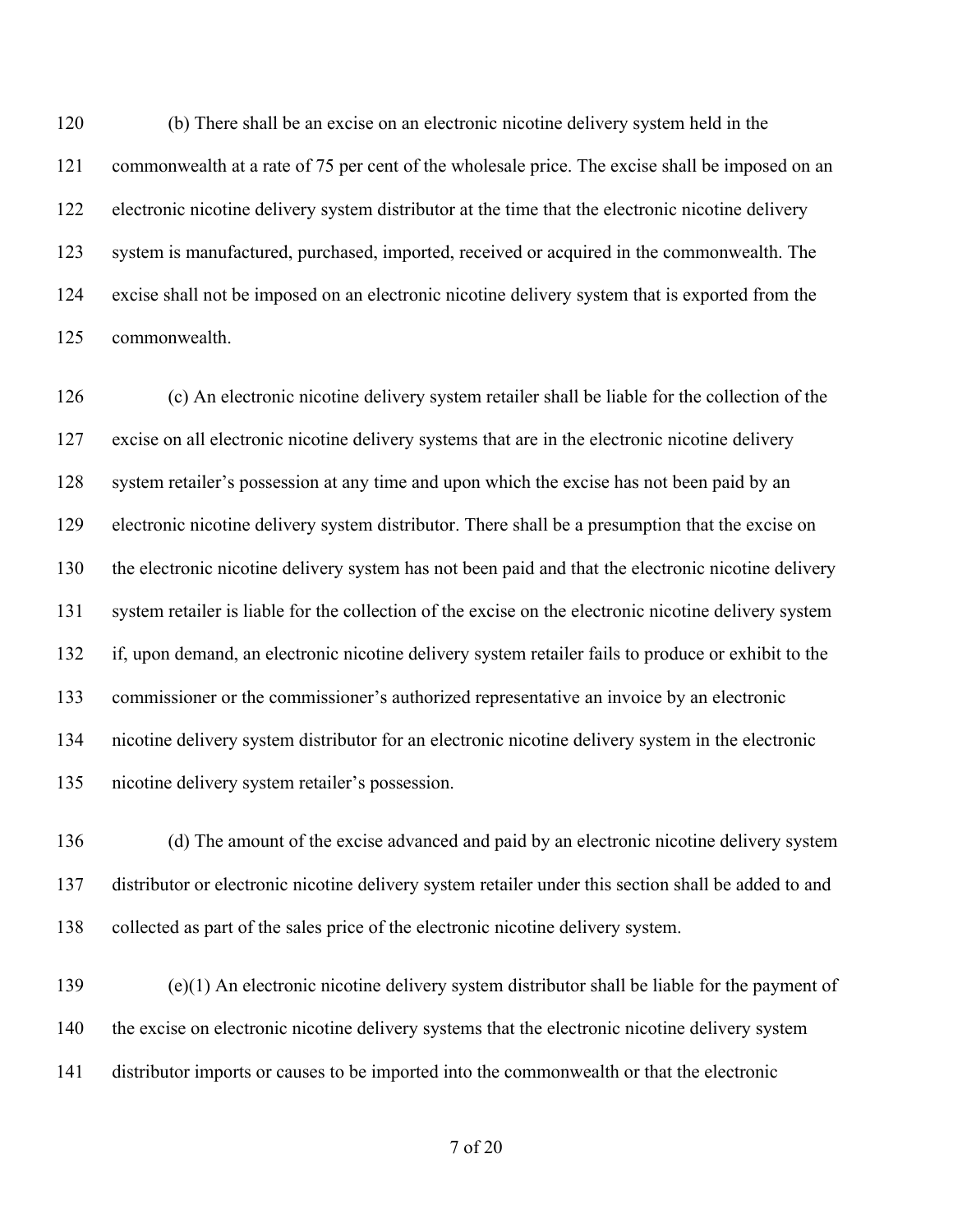(b) There shall be an excise on an electronic nicotine delivery system held in the commonwealth at a rate of 75 per cent of the wholesale price. The excise shall be imposed on an electronic nicotine delivery system distributor at the time that the electronic nicotine delivery system is manufactured, purchased, imported, received or acquired in the commonwealth. The excise shall not be imposed on an electronic nicotine delivery system that is exported from the commonwealth.

(c) An electronic nicotine delivery system retailer shall be liable for the collection of the excise on all electronic nicotine delivery systems that are in the electronic nicotine delivery system retailer's possession at any time and upon which the excise has not been paid by an electronic nicotine delivery system distributor. There shall be a presumption that the excise on the electronic nicotine delivery system has not been paid and that the electronic nicotine delivery system retailer is liable for the collection of the excise on the electronic nicotine delivery system if, upon demand, an electronic nicotine delivery system retailer fails to produce or exhibit to the commissioner or the commissioner's authorized representative an invoice by an electronic nicotine delivery system distributor for an electronic nicotine delivery system in the electronic nicotine delivery system retailer's possession.

(d) The amount of the excise advanced and paid by an electronic nicotine delivery system distributor or electronic nicotine delivery system retailer under this section shall be added to and collected as part of the sales price of the electronic nicotine delivery system.

(e)(1) An electronic nicotine delivery system distributor shall be liable for the payment of the excise on electronic nicotine delivery systems that the electronic nicotine delivery system distributor imports or causes to be imported into the commonwealth or that the electronic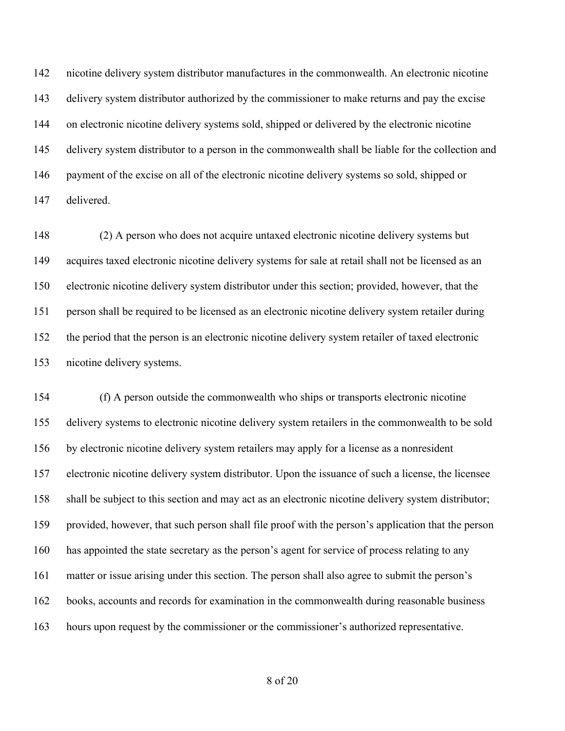nicotine delivery system distributor manufactures in the commonwealth. An electronic nicotine delivery system distributor authorized by the commissioner to make returns and pay the excise on electronic nicotine delivery systems sold, shipped or delivered by the electronic nicotine delivery system distributor to a person in the commonwealth shall be liable for the collection and payment of the excise on all of the electronic nicotine delivery systems so sold, shipped or delivered.

(2) A person who does not acquire untaxed electronic nicotine delivery systems but acquires taxed electronic nicotine delivery systems for sale at retail shall not be licensed as an electronic nicotine delivery system distributor under this section; provided, however, that the person shall be required to be licensed as an electronic nicotine delivery system retailer during the period that the person is an electronic nicotine delivery system retailer of taxed electronic nicotine delivery systems.

(f) A person outside the commonwealth who ships or transports electronic nicotine delivery systems to electronic nicotine delivery system retailers in the commonwealth to be sold by electronic nicotine delivery system retailers may apply for a license as a nonresident electronic nicotine delivery system distributor. Upon the issuance of such a license, the licensee shall be subject to this section and may act as an electronic nicotine delivery system distributor; provided, however, that such person shall file proof with the person's application that the person has appointed the state secretary as the person's agent for service of process relating to any matter or issue arising under this section. The person shall also agree to submit the person's books, accounts and records for examination in the commonwealth during reasonable business hours upon request by the commissioner or the commissioner's authorized representative.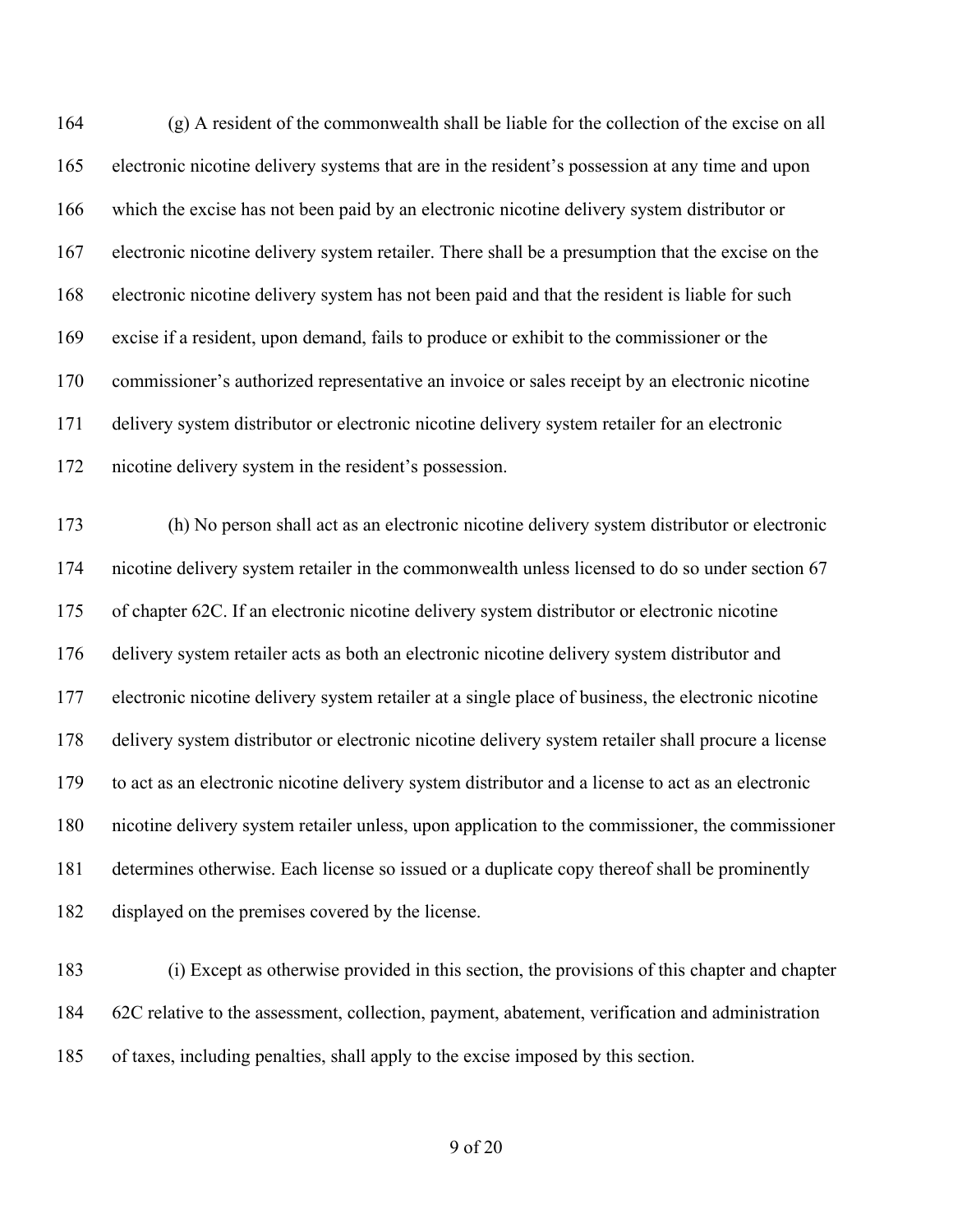(g) A resident of the commonwealth shall be liable for the collection of the excise on all electronic nicotine delivery systems that are in the resident's possession at any time and upon which the excise has not been paid by an electronic nicotine delivery system distributor or electronic nicotine delivery system retailer. There shall be a presumption that the excise on the electronic nicotine delivery system has not been paid and that the resident is liable for such excise if a resident, upon demand, fails to produce or exhibit to the commissioner or the commissioner's authorized representative an invoice or sales receipt by an electronic nicotine delivery system distributor or electronic nicotine delivery system retailer for an electronic nicotine delivery system in the resident's possession.

(h) No person shall act as an electronic nicotine delivery system distributor or electronic nicotine delivery system retailer in the commonwealth unless licensed to do so under section 67 of chapter 62C. If an electronic nicotine delivery system distributor or electronic nicotine delivery system retailer acts as both an electronic nicotine delivery system distributor and electronic nicotine delivery system retailer at a single place of business, the electronic nicotine delivery system distributor or electronic nicotine delivery system retailer shall procure a license to act as an electronic nicotine delivery system distributor and a license to act as an electronic nicotine delivery system retailer unless, upon application to the commissioner, the commissioner determines otherwise. Each license so issued or a duplicate copy thereof shall be prominently displayed on the premises covered by the license.

(i) Except as otherwise provided in this section, the provisions of this chapter and chapter 62C relative to the assessment, collection, payment, abatement, verification and administration of taxes, including penalties, shall apply to the excise imposed by this section.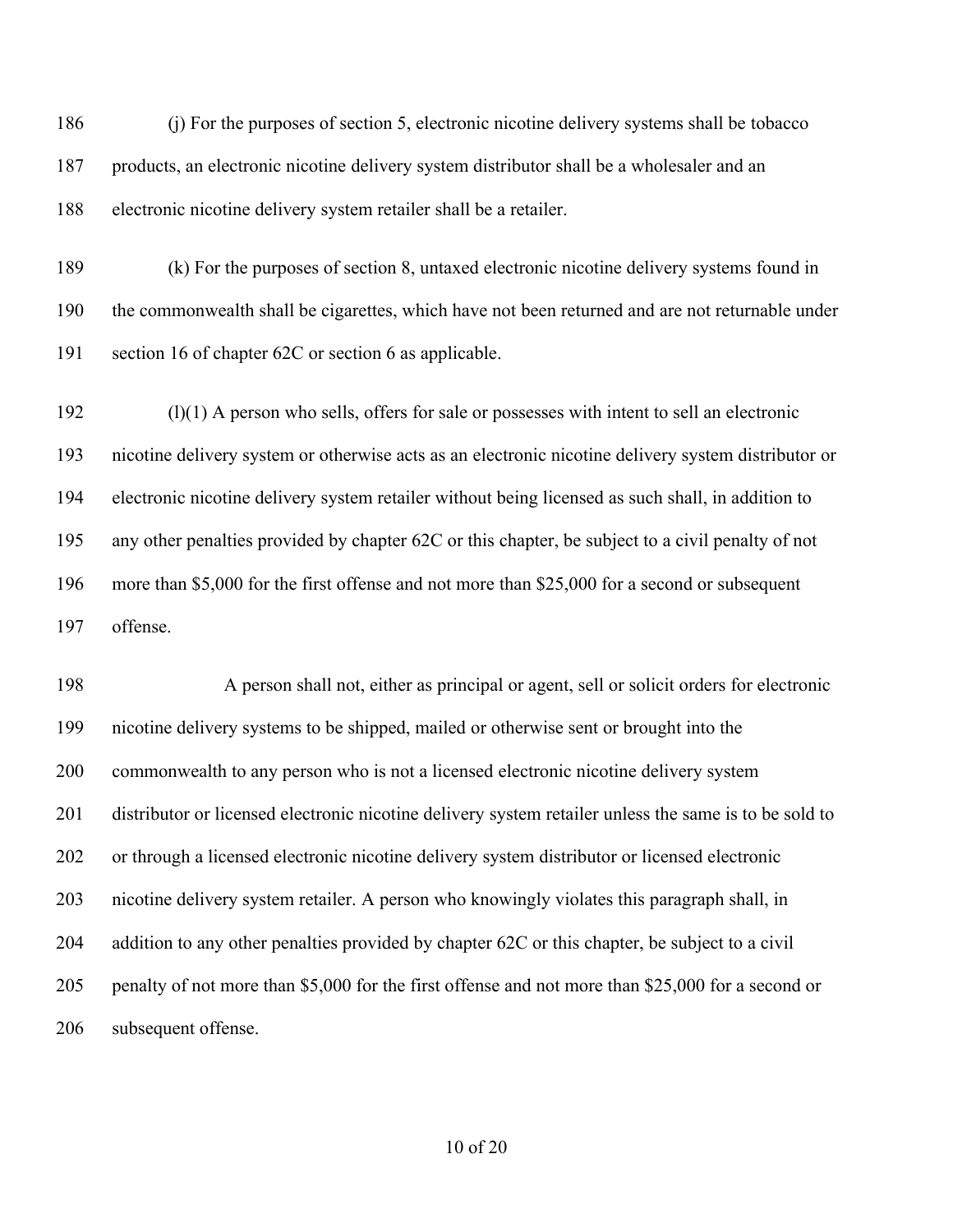(j) For the purposes of section 5, electronic nicotine delivery systems shall be tobacco products, an electronic nicotine delivery system distributor shall be a wholesaler and an electronic nicotine delivery system retailer shall be a retailer.

(k) For the purposes of section 8, untaxed electronic nicotine delivery systems found in the commonwealth shall be cigarettes, which have not been returned and are not returnable under section 16 of chapter 62C or section 6 as applicable.

(l)(1) A person who sells, offers for sale or possesses with intent to sell an electronic nicotine delivery system or otherwise acts as an electronic nicotine delivery system distributor or electronic nicotine delivery system retailer without being licensed as such shall, in addition to any other penalties provided by chapter 62C or this chapter, be subject to a civil penalty of not more than $5,000 for the first offense and not more than $25,000 for a second or subsequent offense.

A person shall not, either as principal or agent, sell or solicit orders for electronic nicotine delivery systems to be shipped, mailed or otherwise sent or brought into the commonwealth to any person who is not a licensed electronic nicotine delivery system distributor or licensed electronic nicotine delivery system retailer unless the same is to be sold to or through a licensed electronic nicotine delivery system distributor or licensed electronic nicotine delivery system retailer. A person who knowingly violates this paragraph shall, in addition to any other penalties provided by chapter 62C or this chapter, be subject to a civil penalty of not more than $5,000 for the first offense and not more than $25,000 for a second or subsequent offense.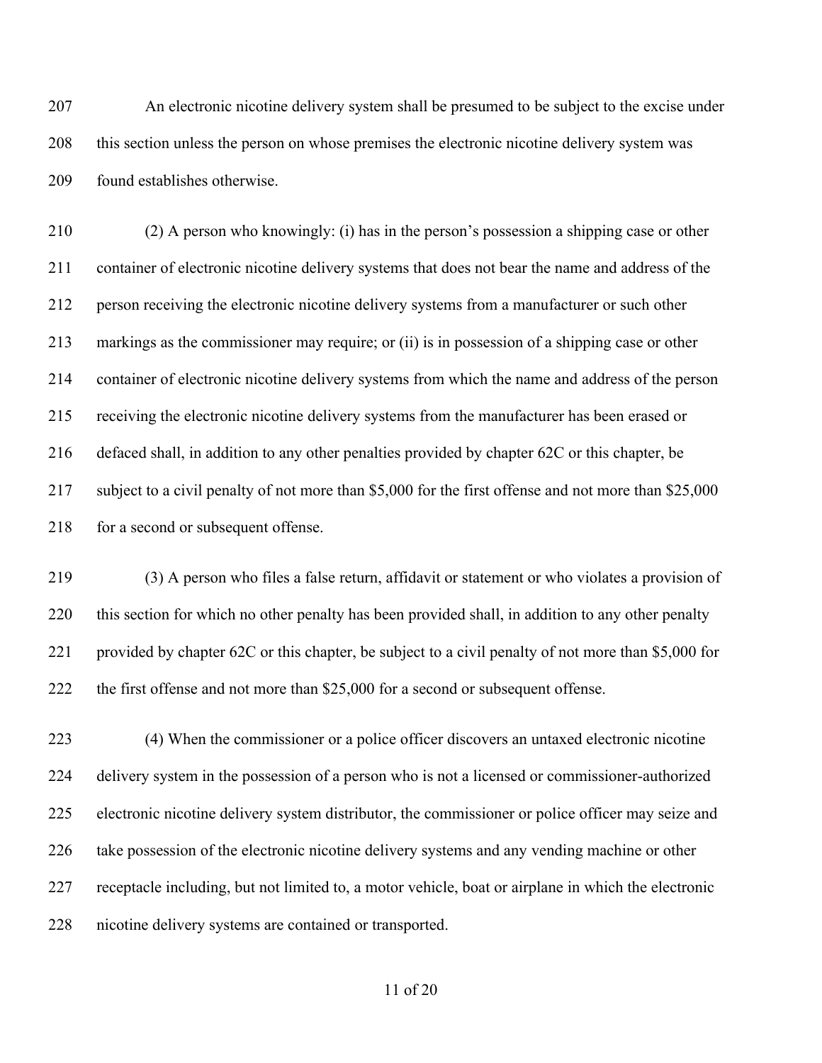An electronic nicotine delivery system shall be presumed to be subject to the excise under this section unless the person on whose premises the electronic nicotine delivery system was found establishes otherwise.

(2) A person who knowingly: (i) has in the person's possession a shipping case or other container of electronic nicotine delivery systems that does not bear the name and address of the person receiving the electronic nicotine delivery systems from a manufacturer or such other markings as the commissioner may require; or (ii) is in possession of a shipping case or other container of electronic nicotine delivery systems from which the name and address of the person receiving the electronic nicotine delivery systems from the manufacturer has been erased or defaced shall, in addition to any other penalties provided by chapter 62C or this chapter, be subject to a civil penalty of not more than $5,000 for the first offense and not more than $25,000 for a second or subsequent offense.

(3) A person who files a false return, affidavit or statement or who violates a provision of this section for which no other penalty has been provided shall, in addition to any other penalty provided by chapter 62C or this chapter, be subject to a civil penalty of not more than $5,000 for the first offense and not more than $25,000 for a second or subsequent offense.

(4) When the commissioner or a police officer discovers an untaxed electronic nicotine delivery system in the possession of a person who is not a licensed or commissioner-authorized electronic nicotine delivery system distributor, the commissioner or police officer may seize and take possession of the electronic nicotine delivery systems and any vending machine or other receptacle including, but not limited to, a motor vehicle, boat or airplane in which the electronic nicotine delivery systems are contained or transported.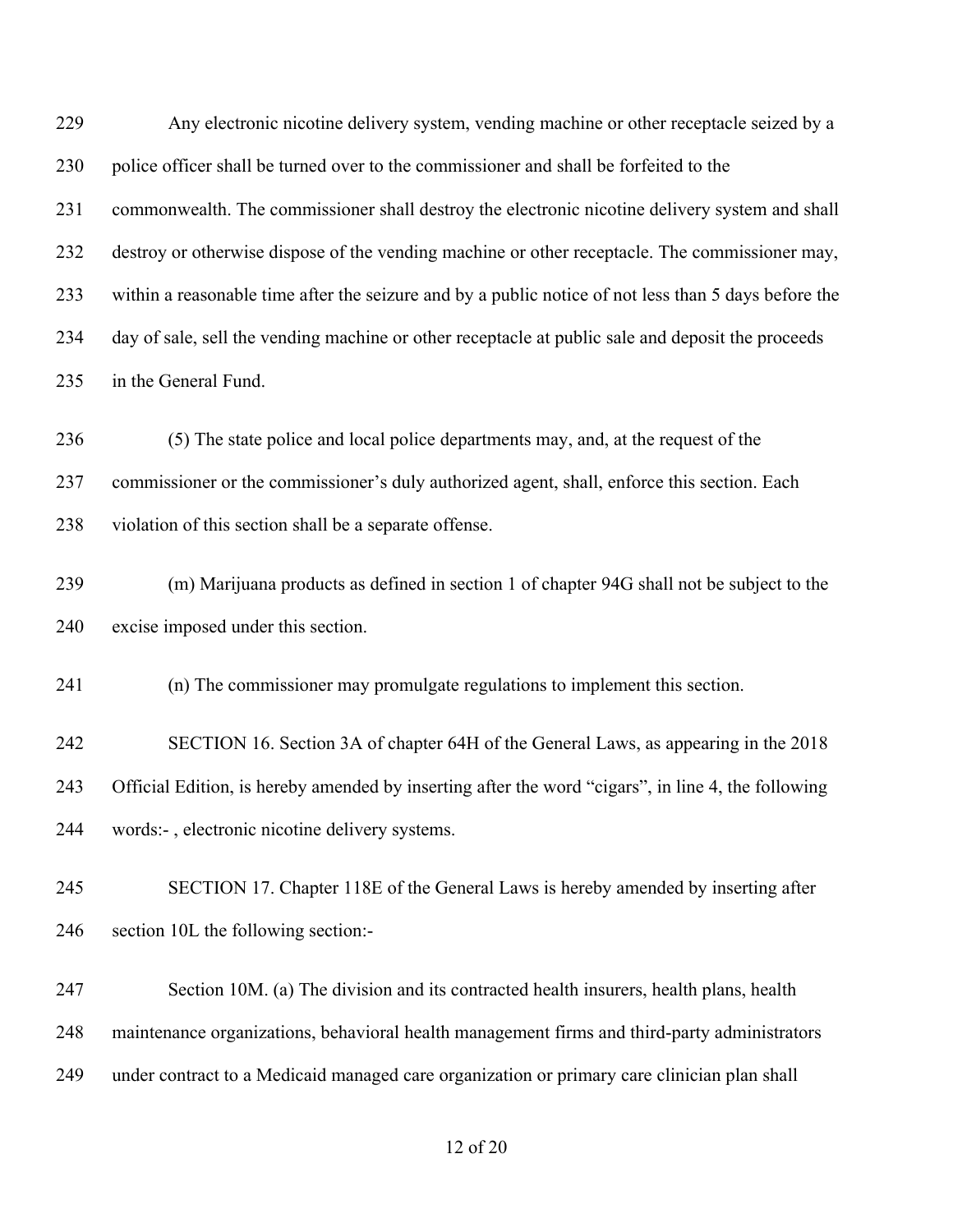Any electronic nicotine delivery system, vending machine or other receptacle seized by a police officer shall be turned over to the commissioner and shall be forfeited to the commonwealth. The commissioner shall destroy the electronic nicotine delivery system and shall destroy or otherwise dispose of the vending machine or other receptacle. The commissioner may, within a reasonable time after the seizure and by a public notice of not less than 5 days before the day of sale, sell the vending machine or other receptacle at public sale and deposit the proceeds in the General Fund.

(5) The state police and local police departments may, and, at the request of the commissioner or the commissioner's duly authorized agent, shall, enforce this section. Each violation of this section shall be a separate offense.

(m) Marijuana products as defined in section 1 of chapter 94G shall not be subject to the excise imposed under this section.

(n) The commissioner may promulgate regulations to implement this section.

SECTION 16. Section 3A of chapter 64H of the General Laws, as appearing in the 2018 Official Edition, is hereby amended by inserting after the word "cigars", in line 4, the following words:- , electronic nicotine delivery systems.

SECTION 17. Chapter 118E of the General Laws is hereby amended by inserting after section 10L the following section:-

Section 10M. (a) The division and its contracted health insurers, health plans, health maintenance organizations, behavioral health management firms and third-party administrators under contract to a Medicaid managed care organization or primary care clinician plan shall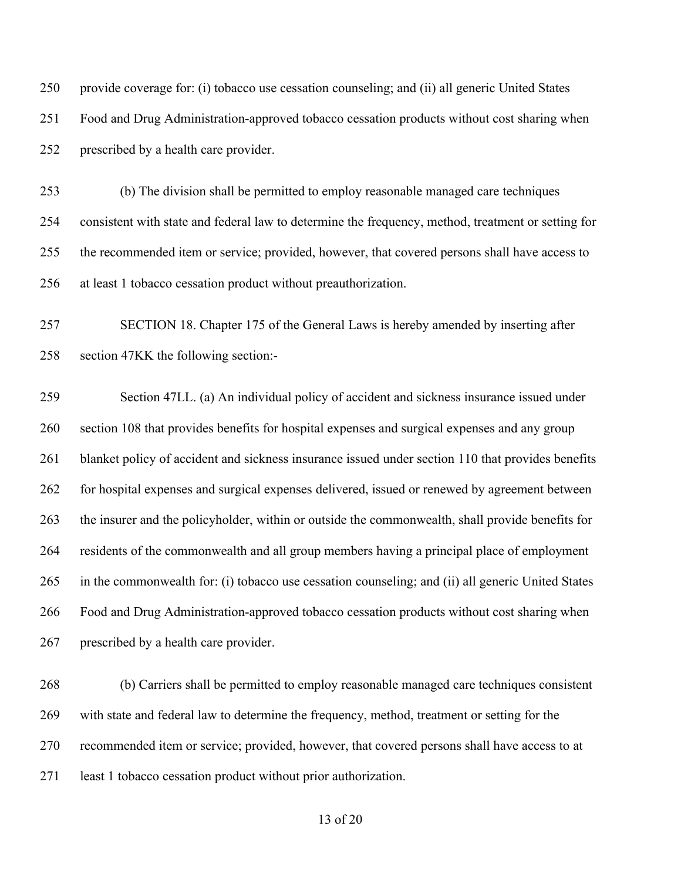provide coverage for: (i) tobacco use cessation counseling; and (ii) all generic United States Food and Drug Administration-approved tobacco cessation products without cost sharing when prescribed by a health care provider.

(b) The division shall be permitted to employ reasonable managed care techniques consistent with state and federal law to determine the frequency, method, treatment or setting for the recommended item or service; provided, however, that covered persons shall have access to at least 1 tobacco cessation product without preauthorization.

SECTION 18. Chapter 175 of the General Laws is hereby amended by inserting after section 47KK the following section:-

Section 47LL. (a) An individual policy of accident and sickness insurance issued under section 108 that provides benefits for hospital expenses and surgical expenses and any group blanket policy of accident and sickness insurance issued under section 110 that provides benefits for hospital expenses and surgical expenses delivered, issued or renewed by agreement between the insurer and the policyholder, within or outside the commonwealth, shall provide benefits for residents of the commonwealth and all group members having a principal place of employment in the commonwealth for: (i) tobacco use cessation counseling; and (ii) all generic United States Food and Drug Administration-approved tobacco cessation products without cost sharing when prescribed by a health care provider.

(b) Carriers shall be permitted to employ reasonable managed care techniques consistent with state and federal law to determine the frequency, method, treatment or setting for the recommended item or service; provided, however, that covered persons shall have access to at least 1 tobacco cessation product without prior authorization.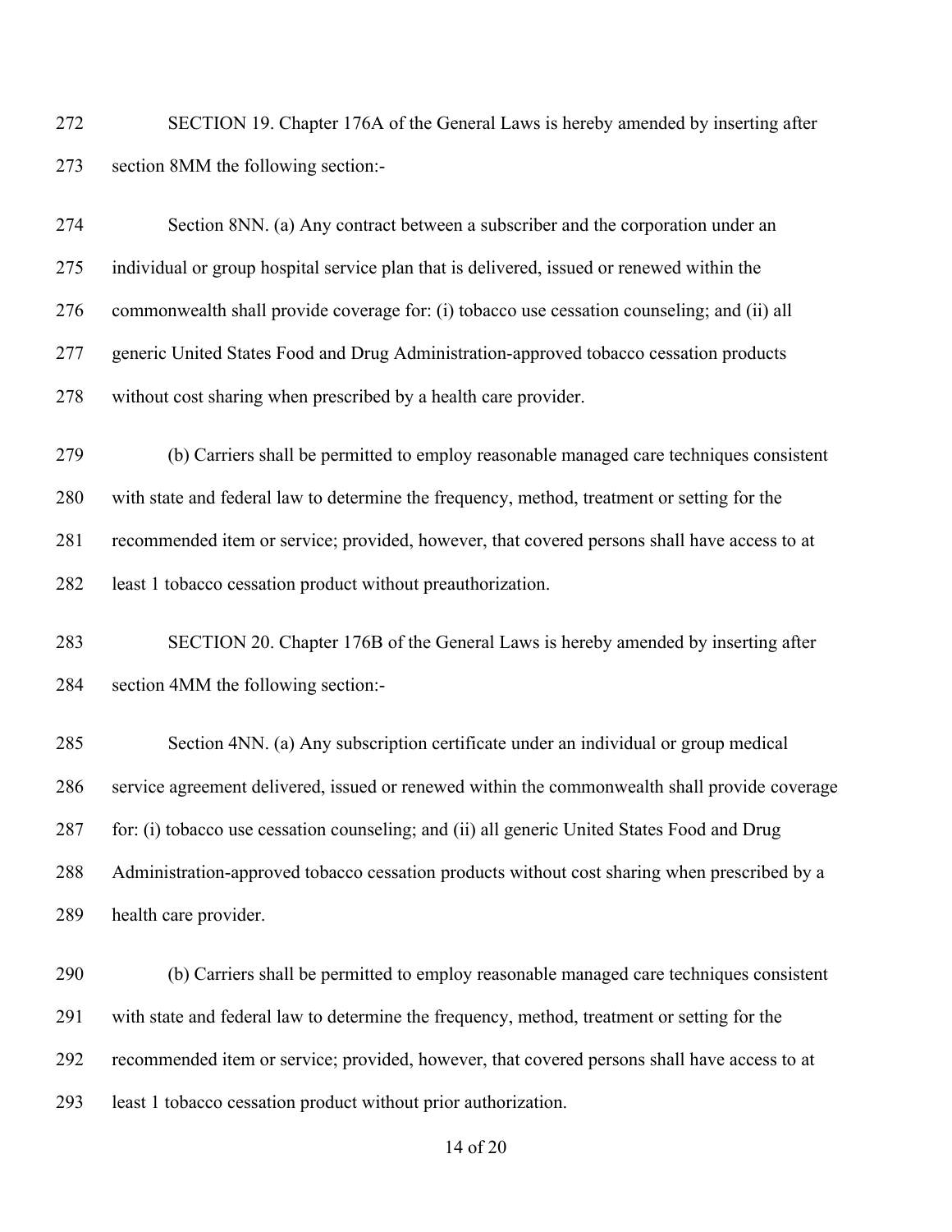SECTION 19. Chapter 176A of the General Laws is hereby amended by inserting after section 8MM the following section:-

Section 8NN. (a) Any contract between a subscriber and the corporation under an individual or group hospital service plan that is delivered, issued or renewed within the commonwealth shall provide coverage for: (i) tobacco use cessation counseling; and (ii) all generic United States Food and Drug Administration-approved tobacco cessation products without cost sharing when prescribed by a health care provider.

(b) Carriers shall be permitted to employ reasonable managed care techniques consistent with state and federal law to determine the frequency, method, treatment or setting for the recommended item or service; provided, however, that covered persons shall have access to at least 1 tobacco cessation product without preauthorization.

SECTION 20. Chapter 176B of the General Laws is hereby amended by inserting after section 4MM the following section:-

Section 4NN. (a) Any subscription certificate under an individual or group medical service agreement delivered, issued or renewed within the commonwealth shall provide coverage for: (i) tobacco use cessation counseling; and (ii) all generic United States Food and Drug Administration-approved tobacco cessation products without cost sharing when prescribed by a health care provider.

(b) Carriers shall be permitted to employ reasonable managed care techniques consistent with state and federal law to determine the frequency, method, treatment or setting for the recommended item or service; provided, however, that covered persons shall have access to at least 1 tobacco cessation product without prior authorization.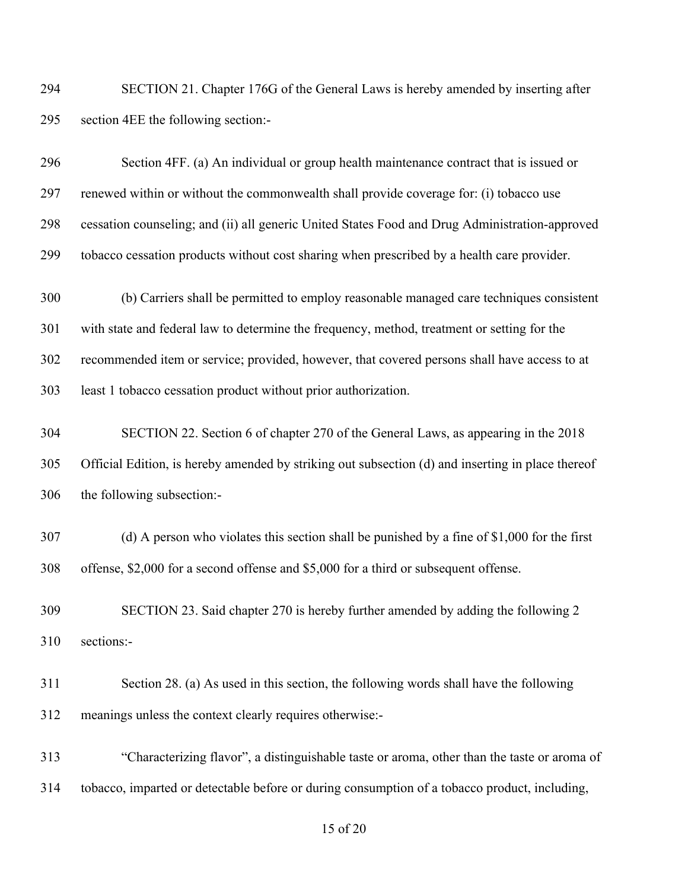SECTION 21. Chapter 176G of the General Laws is hereby amended by inserting after section 4EE the following section:-

Section 4FF. (a) An individual or group health maintenance contract that is issued or renewed within or without the commonwealth shall provide coverage for: (i) tobacco use cessation counseling; and (ii) all generic United States Food and Drug Administration-approved tobacco cessation products without cost sharing when prescribed by a health care provider.

(b) Carriers shall be permitted to employ reasonable managed care techniques consistent with state and federal law to determine the frequency, method, treatment or setting for the recommended item or service; provided, however, that covered persons shall have access to at least 1 tobacco cessation product without prior authorization.

SECTION 22. Section 6 of chapter 270 of the General Laws, as appearing in the 2018 Official Edition, is hereby amended by striking out subsection (d) and inserting in place thereof the following subsection:-

(d) A person who violates this section shall be punished by a fine of $1,000 for the first offense, $2,000 for a second offense and $5,000 for a third or subsequent offense.

SECTION 23. Said chapter 270 is hereby further amended by adding the following 2 sections:-

Section 28. (a) As used in this section, the following words shall have the following meanings unless the context clearly requires otherwise:-

"Characterizing flavor", a distinguishable taste or aroma, other than the taste or aroma of tobacco, imparted or detectable before or during consumption of a tobacco product, including,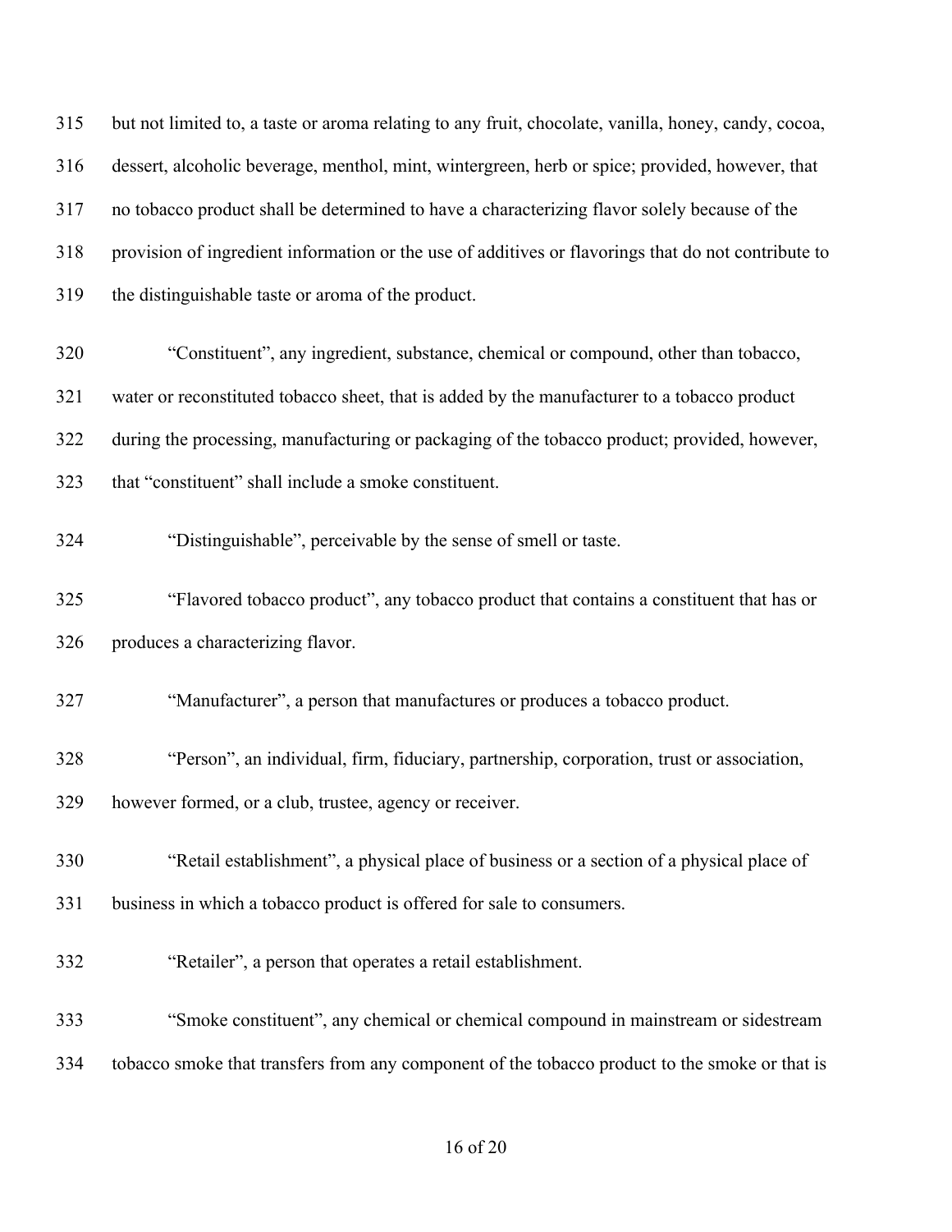315 but not limited to, a taste or aroma relating to any fruit, chocolate, vanilla, honey, candy, cocoa,
316 dessert, alcoholic beverage, menthol, mint, wintergreen, herb or spice; provided, however, that
317 no tobacco product shall be determined to have a characterizing flavor solely because of the
318 provision of ingredient information or the use of additives or flavorings that do not contribute to
319 the distinguishable taste or aroma of the product.

320 "Constituent", any ingredient, substance, chemical or compound, other than tobacco,
321 water or reconstituted tobacco sheet, that is added by the manufacturer to a tobacco product
322 during the processing, manufacturing or packaging of the tobacco product; provided, however,
323 that "constituent" shall include a smoke constituent.

324 "Distinguishable", perceivable by the sense of smell or taste.

325 "Flavored tobacco product", any tobacco product that contains a constituent that has or
326 produces a characterizing flavor.

327 "Manufacturer", a person that manufactures or produces a tobacco product.

328 "Person", an individual, firm, fiduciary, partnership, corporation, trust or association,
329 however formed, or a club, trustee, agency or receiver.

330 "Retail establishment", a physical place of business or a section of a physical place of
331 business in which a tobacco product is offered for sale to consumers.

332 "Retailer", a person that operates a retail establishment.

333 "Smoke constituent", any chemical or chemical compound in mainstream or sidestream
334 tobacco smoke that transfers from any component of the tobacco product to the smoke or that is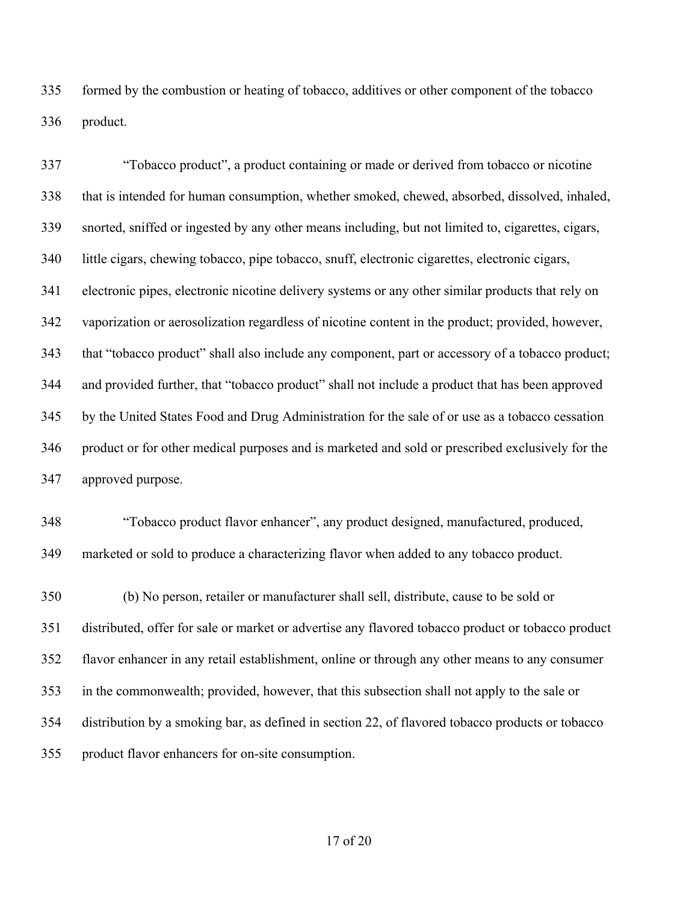formed by the combustion or heating of tobacco, additives or other component of the tobacco product.

"Tobacco product", a product containing or made or derived from tobacco or nicotine that is intended for human consumption, whether smoked, chewed, absorbed, dissolved, inhaled, snorted, sniffed or ingested by any other means including, but not limited to, cigarettes, cigars, little cigars, chewing tobacco, pipe tobacco, snuff, electronic cigarettes, electronic cigars, electronic pipes, electronic nicotine delivery systems or any other similar products that rely on vaporization or aerosolization regardless of nicotine content in the product; provided, however, that "tobacco product" shall also include any component, part or accessory of a tobacco product; and provided further, that "tobacco product" shall not include a product that has been approved by the United States Food and Drug Administration for the sale of or use as a tobacco cessation product or for other medical purposes and is marketed and sold or prescribed exclusively for the approved purpose.

"Tobacco product flavor enhancer", any product designed, manufactured, produced, marketed or sold to produce a characterizing flavor when added to any tobacco product.

(b) No person, retailer or manufacturer shall sell, distribute, cause to be sold or distributed, offer for sale or market or advertise any flavored tobacco product or tobacco product flavor enhancer in any retail establishment, online or through any other means to any consumer in the commonwealth; provided, however, that this subsection shall not apply to the sale or distribution by a smoking bar, as defined in section 22, of flavored tobacco products or tobacco product flavor enhancers for on-site consumption.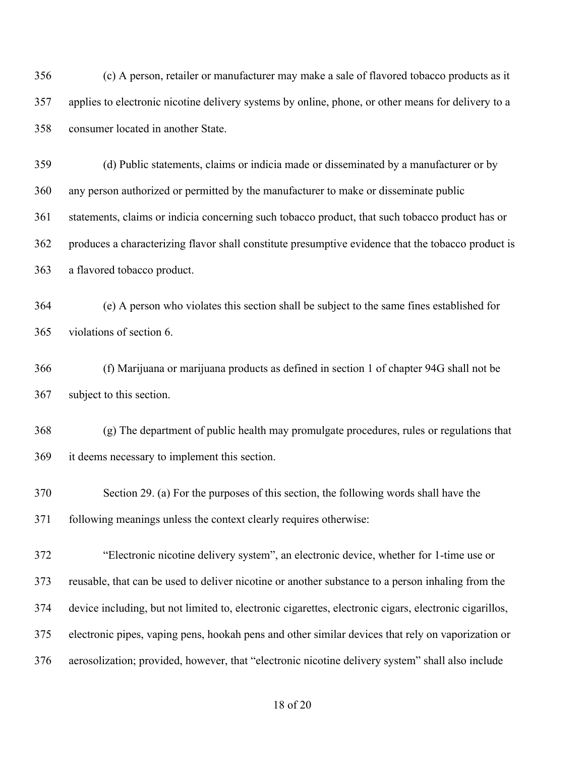(c) A person, retailer or manufacturer may make a sale of flavored tobacco products as it applies to electronic nicotine delivery systems by online, phone, or other means for delivery to a consumer located in another State.

(d) Public statements, claims or indicia made or disseminated by a manufacturer or by any person authorized or permitted by the manufacturer to make or disseminate public statements, claims or indicia concerning such tobacco product, that such tobacco product has or produces a characterizing flavor shall constitute presumptive evidence that the tobacco product is a flavored tobacco product.

(e) A person who violates this section shall be subject to the same fines established for violations of section 6.

(f) Marijuana or marijuana products as defined in section 1 of chapter 94G shall not be subject to this section.

(g) The department of public health may promulgate procedures, rules or regulations that it deems necessary to implement this section.

Section 29. (a) For the purposes of this section, the following words shall have the following meanings unless the context clearly requires otherwise:

"Electronic nicotine delivery system", an electronic device, whether for 1-time use or reusable, that can be used to deliver nicotine or another substance to a person inhaling from the device including, but not limited to, electronic cigarettes, electronic cigars, electronic cigarillos, electronic pipes, vaping pens, hookah pens and other similar devices that rely on vaporization or aerosolization; provided, however, that "electronic nicotine delivery system" shall also include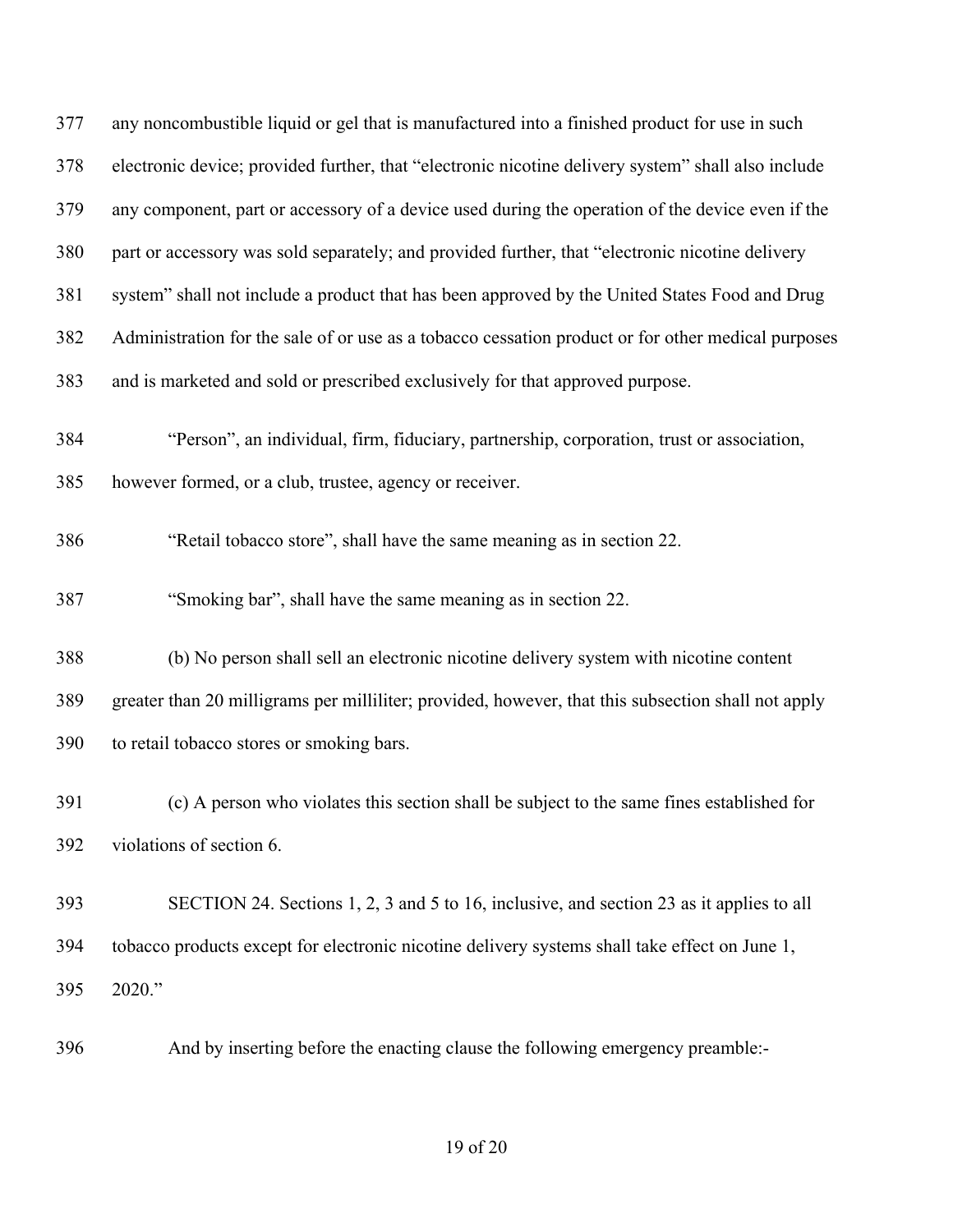any noncombustible liquid or gel that is manufactured into a finished product for use in such electronic device; provided further, that "electronic nicotine delivery system" shall also include any component, part or accessory of a device used during the operation of the device even if the part or accessory was sold separately; and provided further, that "electronic nicotine delivery system" shall not include a product that has been approved by the United States Food and Drug Administration for the sale of or use as a tobacco cessation product or for other medical purposes and is marketed and sold or prescribed exclusively for that approved purpose.

"Person", an individual, firm, fiduciary, partnership, corporation, trust or association, however formed, or a club, trustee, agency or receiver.

"Retail tobacco store", shall have the same meaning as in section 22.

"Smoking bar", shall have the same meaning as in section 22.

(b) No person shall sell an electronic nicotine delivery system with nicotine content greater than 20 milligrams per milliliter; provided, however, that this subsection shall not apply to retail tobacco stores or smoking bars.

(c) A person who violates this section shall be subject to the same fines established for violations of section 6.

SECTION 24. Sections 1, 2, 3 and 5 to 16, inclusive, and section 23 as it applies to all tobacco products except for electronic nicotine delivery systems shall take effect on June 1, 2020."

And by inserting before the enacting clause the following emergency preamble:-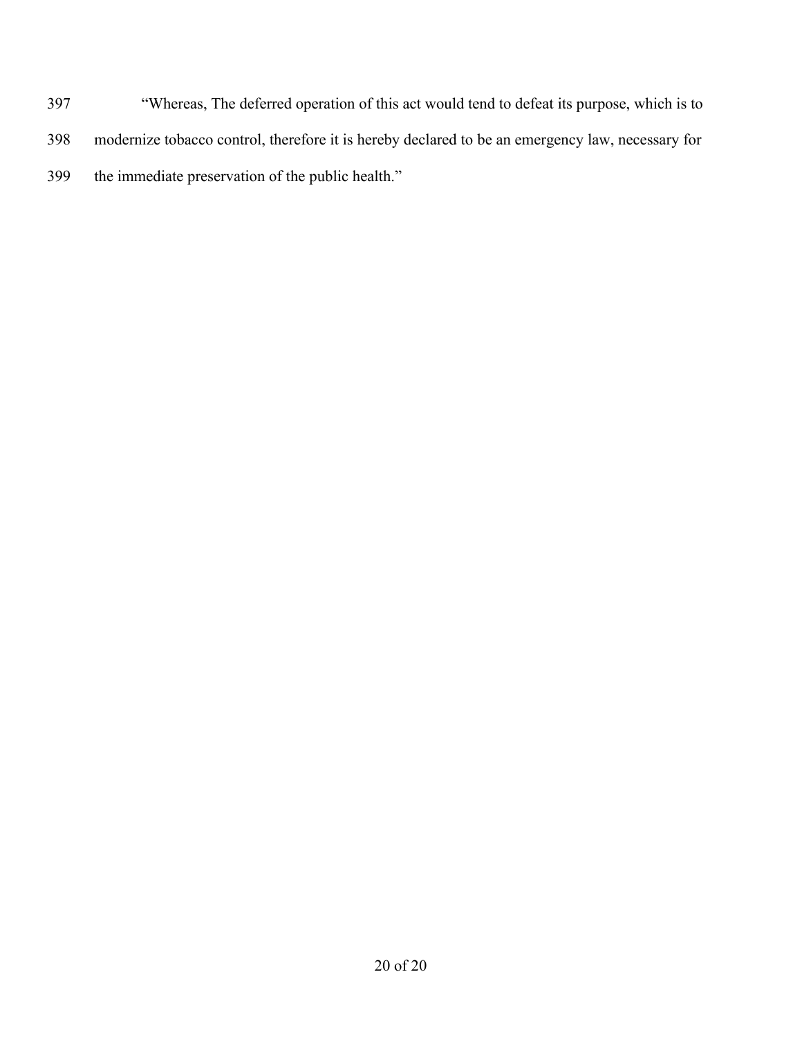397 “Whereas, The deferred operation of this act would tend to defeat its purpose, which is to

398 modernize tobacco control, therefore it is hereby declared to be an emergency law, necessary for

399 the immediate preservation of the public health.”